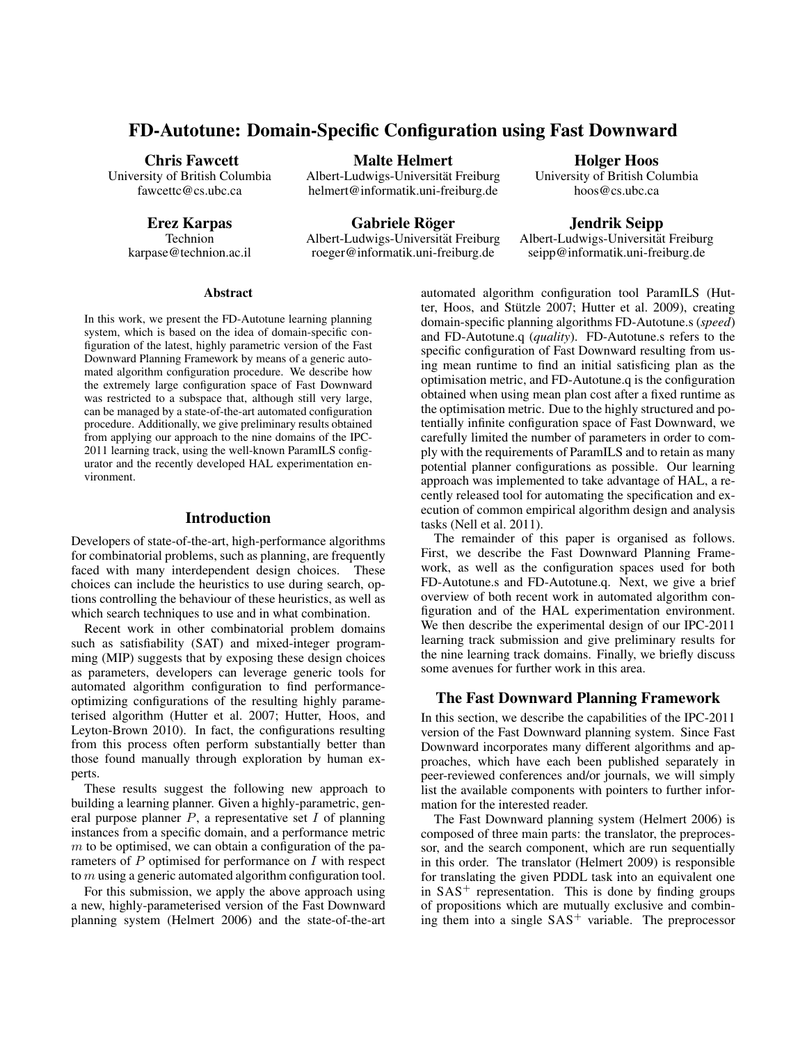# FD-Autotune: Domain-Specific Configuration using Fast Downward

**Chris Fawcett**
University of British Columbia
fawcettc@cs.ubc.ca

**Malte Helmert**
Albert-Ludwigs-Universität Freiburg
helmert@informatik.uni-freiburg.de

**Holger Hoos**
University of British Columbia
hoos@cs.ubc.ca

**Erez Karpas**
Technion
karpase@technion.ac.il

**Gabriele Röger**
Albert-Ludwigs-Universität Freiburg
roeger@informatik.uni-freiburg.de

**Jendrik Seipp**
Albert-Ludwigs-Universität Freiburg
seipp@informatik.uni-freiburg.de

## Abstract

In this work, we present the FD-Autotune learning planning system, which is based on the idea of domain-specific configuration of the latest, highly parametric version of the Fast Downward Planning Framework by means of a generic automated algorithm configuration procedure. We describe how the extremely large configuration space of Fast Downward was restricted to a subspace that, although still very large, can be managed by a state-of-the-art automated configuration procedure. Additionally, we give preliminary results obtained from applying our approach to the nine domains of the IPC-2011 learning track, using the well-known ParamILS configurator and the recently developed HAL experimentation environment.

## Introduction

Developers of state-of-the-art, high-performance algorithms for combinatorial problems, such as planning, are frequently faced with many interdependent design choices. These choices can include the heuristics to use during search, options controlling the behaviour of these heuristics, as well as which search techniques to use and in what combination.

Recent work in other combinatorial problem domains such as satisfiability (SAT) and mixed-integer programming (MIP) suggests that by exposing these design choices as parameters, developers can leverage generic tools for automated algorithm configuration to find performance-optimizing configurations of the resulting highly parameterised algorithm (Hutter et al. 2007; Hutter, Hoos, and Leyton-Brown 2010). In fact, the configurations resulting from this process often perform substantially better than those found manually through exploration by human experts.

These results suggest the following new approach to building a learning planner. Given a highly-parametric, general purpose planner $P$, a representative set $I$ of planning instances from a specific domain, and a performance metric $m$ to be optimised, we can obtain a configuration of the parameters of $P$ optimised for performance on $I$ with respect to $m$ using a generic automated algorithm configuration tool.

For this submission, we apply the above approach using a new, highly-parameterised version of the Fast Downward planning system (Helmert 2006) and the state-of-the-art automated algorithm configuration tool ParamILS (Hutter, Hoos, and Stützle 2007; Hutter et al. 2009), creating domain-specific planning algorithms FD-Autotune.s (*speed*) and FD-Autotune.q (*quality*). FD-Autotune.s refers to the specific configuration of Fast Downward resulting from using mean runtime to find an initial satisficing plan as the optimisation metric, and FD-Autotune.q is the configuration obtained when using mean plan cost after a fixed runtime as the optimisation metric. Due to the highly structured and potentially infinite configuration space of Fast Downward, we carefully limited the number of parameters in order to comply with the requirements of ParamILS and to retain as many potential planner configurations as possible. Our learning approach was implemented to take advantage of HAL, a recently released tool for automating the specification and execution of common empirical algorithm design and analysis tasks (Nell et al. 2011).

The remainder of this paper is organised as follows. First, we describe the Fast Downward Planning Framework, as well as the configuration spaces used for both FD-Autotune.s and FD-Autotune.q. Next, we give a brief overview of both recent work in automated algorithm configuration and of the HAL experimentation environment. We then describe the experimental design of our IPC-2011 learning track submission and give preliminary results for the nine learning track domains. Finally, we briefly discuss some avenues for further work in this area.

## The Fast Downward Planning Framework

In this section, we describe the capabilities of the IPC-2011 version of the Fast Downward planning system. Since Fast Downward incorporates many different algorithms and approaches, which have each been published separately in peer-reviewed conferences and/or journals, we will simply list the available components with pointers to further information for the interested reader.

The Fast Downward planning system (Helmert 2006) is composed of three main parts: the translator, the preprocessor, and the search component, which are run sequentially in this order. The translator (Helmert 2009) is responsible for translating the given PDDL task into an equivalent one in $\text{SAS}^+$ representation. This is done by finding groups of propositions which are mutually exclusive and combining them into a single $\text{SAS}^+$ variable. The preprocessor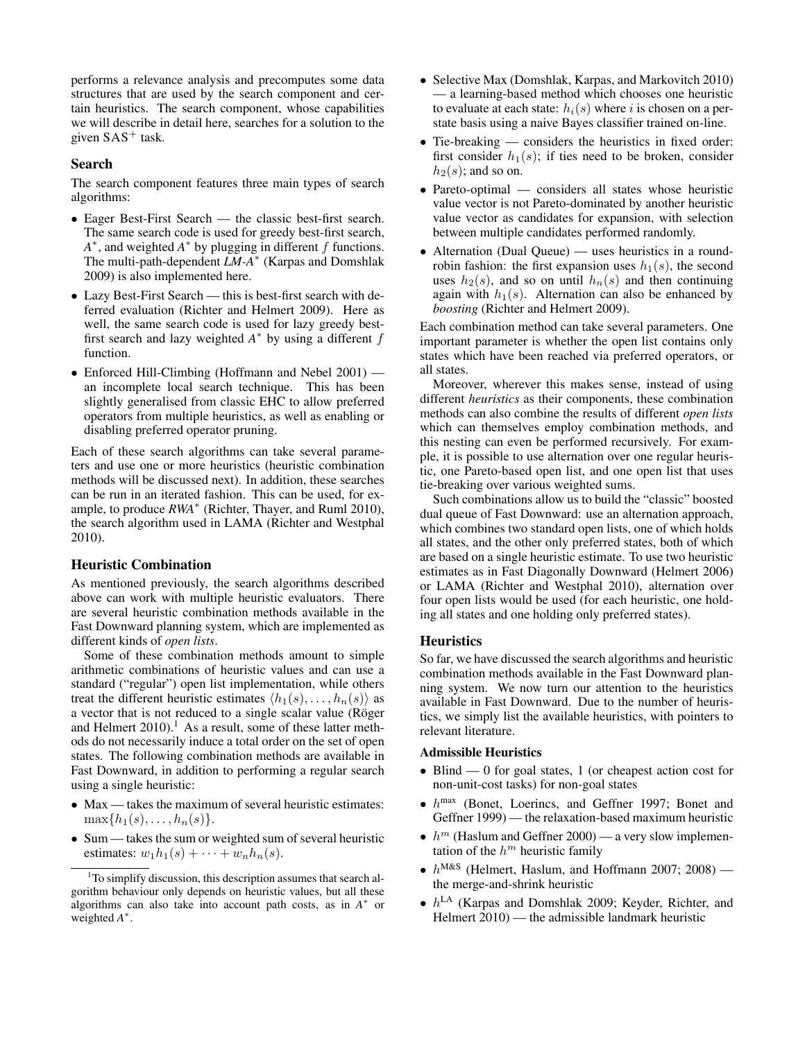performs a relevance analysis and precomputes some data structures that are used by the search component and certain heuristics. The search component, whose capabilities we will describe in detail here, searches for a solution to the given $\mathrm{SAS}^+$ task.

## Search

The search component features three main types of search algorithms:

- Eager Best-First Search — the classic best-first search. The same search code is used for greedy best-first search, $A^*$, and weighted $A^*$ by plugging in different $f$ functions. The multi-path-dependent *LM-A*$^*$ (Karpas and Domshlak 2009) is also implemented here.
- Lazy Best-First Search — this is best-first search with deferred evaluation (Richter and Helmert 2009). Here as well, the same search code is used for lazy greedy best-first search and lazy weighted $A^*$ by using a different $f$ function.
- Enforced Hill-Climbing (Hoffmann and Nebel 2001) — an incomplete local search technique. This has been slightly generalised from classic EHC to allow preferred operators from multiple heuristics, as well as enabling or disabling preferred operator pruning.

Each of these search algorithms can take several parameters and use one or more heuristics (heuristic combination methods will be discussed next). In addition, these searches can be run in an iterated fashion. This can be used, for example, to produce *RWA*$^*$ (Richter, Thayer, and Ruml 2010), the search algorithm used in LAMA (Richter and Westphal 2010).

## Heuristic Combination

As mentioned previously, the search algorithms described above can work with multiple heuristic evaluators. There are several heuristic combination methods available in the Fast Downward planning system, which are implemented as different kinds of *open lists*.

Some of these combination methods amount to simple arithmetic combinations of heuristic values and can use a standard ("regular") open list implementation, while others treat the different heuristic estimates $\langle h_1(s), \ldots, h_n(s) \rangle$ as a vector that is not reduced to a single scalar value (Röger and Helmert 2010).[1] As a result, some of these latter methods do not necessarily induce a total order on the set of open states. The following combination methods are available in Fast Downward, in addition to performing a regular search using a single heuristic:

- Max — takes the maximum of several heuristic estimates: $\max\{h_1(s), \ldots, h_n(s)\}$.
- Sum — takes the sum or weighted sum of several heuristic estimates: $w_1 h_1(s) + \cdots + w_n h_n(s)$.
- Selective Max (Domshlak, Karpas, and Markovitch 2010) — a learning-based method which chooses one heuristic to evaluate at each state: $h_i(s)$ where $i$ is chosen on a per-state basis using a naive Bayes classifier trained on-line.
- Tie-breaking — considers the heuristics in fixed order: first consider $h_1(s)$; if ties need to be broken, consider $h_2(s)$; and so on.
- Pareto-optimal — considers all states whose heuristic value vector is not Pareto-dominated by another heuristic value vector as candidates for expansion, with selection between multiple candidates performed randomly.
- Alternation (Dual Queue) — uses heuristics in a round-robin fashion: the first expansion uses $h_1(s)$, the second uses $h_2(s)$, and so on until $h_n(s)$ and then continuing again with $h_1(s)$. Alternation can also be enhanced by *boosting* (Richter and Helmert 2009).

Each combination method can take several parameters. One important parameter is whether the open list contains only states which have been reached via preferred operators, or all states.

Moreover, wherever this makes sense, instead of using different *heuristics* as their components, these combination methods can also combine the results of different *open lists* which can themselves employ combination methods, and this nesting can even be performed recursively. For example, it is possible to use alternation over one regular heuristic, one Pareto-based open list, and one open list that uses tie-breaking over various weighted sums.

Such combinations allow us to build the "classic" boosted dual queue of Fast Downward: use an alternation approach, which combines two standard open lists, one of which holds all states, and the other only preferred states, both of which are based on a single heuristic estimate. To use two heuristic estimates as in Fast Diagonally Downward (Helmert 2006) or LAMA (Richter and Westphal 2010), alternation over four open lists would be used (for each heuristic, one holding all states and one holding only preferred states).

## Heuristics

So far, we have discussed the search algorithms and heuristic combination methods available in the Fast Downward planning system. We now turn our attention to the heuristics available in Fast Downward. Due to the number of heuristics, we simply list the available heuristics, with pointers to relevant literature.

### Admissible Heuristics

- Blind — 0 for goal states, 1 (or cheapest action cost for non-unit-cost tasks) for non-goal states
- $h^{\max}$ (Bonet, Loerincs, and Geffner 1997; Bonet and Geffner 1999) — the relaxation-based maximum heuristic
- $h^m$ (Haslum and Geffner 2000) — a very slow implementation of the $h^m$ heuristic family
- $h^{\text{M\&S}}$ (Helmert, Haslum, and Hoffmann 2007; 2008) — the merge-and-shrink heuristic
- $h^{\text{LA}}$ (Karpas and Domshlak 2009; Keyder, Richter, and Helmert 2010) — the admissible landmark heuristic

[1] To simplify discussion, this description assumes that search algorithm behaviour only depends on heuristic values, but all these algorithms can also take into account path costs, as in $A^*$ or weighted $A^*$.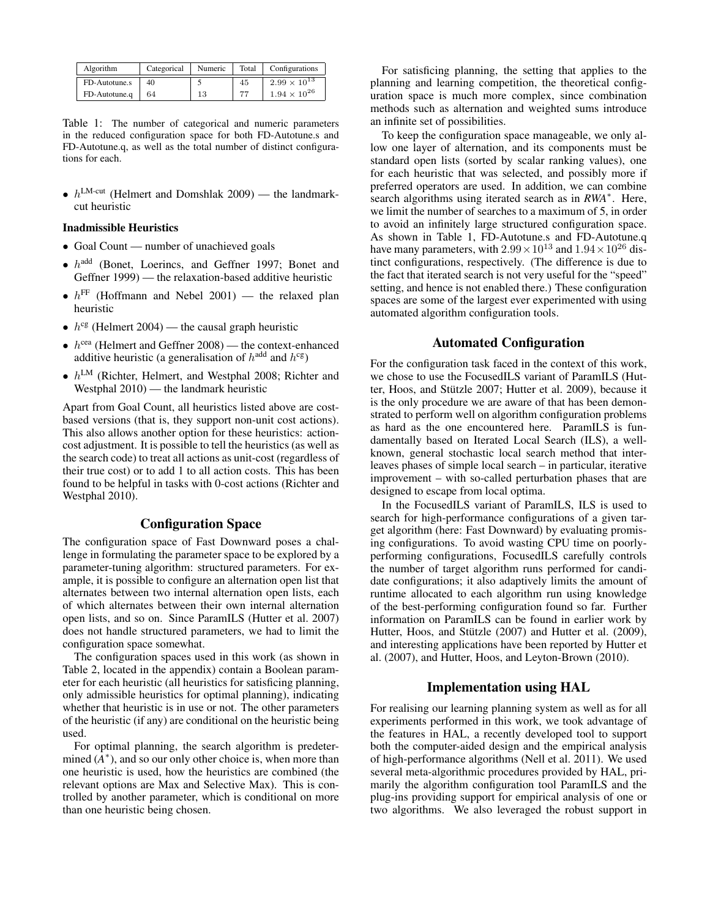| Algorithm | Categorical | Numeric | Total | Configurations |
| --- | --- | --- | --- | --- |
| FD-Autotune.s | 40 | 5 | 45 | $2.99 \times 10^{13}$ |
| FD-Autotune.q | 64 | 13 | 77 | $1.94 \times 10^{26}$ |

Table 1: The number of categorical and numeric parameters in the reduced configuration space for both FD-Autotune.s and FD-Autotune.q, as well as the total number of distinct configurations for each.

- $h^{\text{LM-cut}}$ (Helmert and Domshlak 2009) — the landmark-cut heuristic

**Inadmissible Heuristics**

- Goal Count — number of unachieved goals
- $h^{\text{add}}$ (Bonet, Loerincs, and Geffner 1997; Bonet and Geffner 1999) — the relaxation-based additive heuristic
- $h^{\text{FF}}$ (Hoffmann and Nebel 2001) — the relaxed plan heuristic
- $h^{\text{cg}}$ (Helmert 2004) — the causal graph heuristic
- $h^{\text{cea}}$ (Helmert and Geffner 2008) — the context-enhanced additive heuristic (a generalisation of $h^{\text{add}}$ and $h^{\text{cg}}$)
- $h^{\text{LM}}$ (Richter, Helmert, and Westphal 2008; Richter and Westphal 2010) — the landmark heuristic

Apart from Goal Count, all heuristics listed above are cost-based versions (that is, they support non-unit cost actions). This also allows another option for these heuristics: action-cost adjustment. It is possible to tell the heuristics (as well as the search code) to treat all actions as unit-cost (regardless of their true cost) or to add 1 to all action costs. This has been found to be helpful in tasks with 0-cost actions (Richter and Westphal 2010).

## Configuration Space

The configuration space of Fast Downward poses a challenge in formulating the parameter space to be explored by a parameter-tuning algorithm: structured parameters. For example, it is possible to configure an alternation open list that alternates between two internal alternation open lists, each of which alternates between their own internal alternation open lists, and so on. Since ParamILS (Hutter et al. 2007) does not handle structured parameters, we had to limit the configuration space somewhat.

The configuration spaces used in this work (as shown in Table 2, located in the appendix) contain a Boolean parameter for each heuristic (all heuristics for satisficing planning, only admissible heuristics for optimal planning), indicating whether that heuristic is in use or not. The other parameters of the heuristic (if any) are conditional on the heuristic being used.

For optimal planning, the search algorithm is predetermined ($A^*$), and so our only other choice is, when more than one heuristic is used, how the heuristics are combined (the relevant options are Max and Selective Max). This is controlled by another parameter, which is conditional on more than one heuristic being chosen.

For satisficing planning, the setting that applies to the planning and learning competition, the theoretical configuration space is much more complex, since combination methods such as alternation and weighted sums introduce an infinite set of possibilities.

To keep the configuration space manageable, we only allow one layer of alternation, and its components must be standard open lists (sorted by scalar ranking values), one for each heuristic that was selected, and possibly more if preferred operators are used. In addition, we can combine search algorithms using iterated search as in *RWA*$^*$. Here, we limit the number of searches to a maximum of 5, in order to avoid an infinitely large structured configuration space. As shown in Table 1, FD-Autotune.s and FD-Autotune.q have many parameters, with $2.99 \times 10^{13}$ and $1.94 \times 10^{26}$ distinct configurations, respectively. (The difference is due to the fact that iterated search is not very useful for the "speed" setting, and hence is not enabled there.) These configuration spaces are some of the largest ever experimented with using automated algorithm configuration tools.

## Automated Configuration

For the configuration task faced in the context of this work, we chose to use the FocusedILS variant of ParamILS (Hutter, Hoos, and Stützle 2007; Hutter et al. 2009), because it is the only procedure we are aware of that has been demonstrated to perform well on algorithm configuration problems as hard as the one encountered here. ParamILS is fundamentally based on Iterated Local Search (ILS), a well-known, general stochastic local search method that interleaves phases of simple local search – in particular, iterative improvement – with so-called perturbation phases that are designed to escape from local optima.

In the FocusedILS variant of ParamILS, ILS is used to search for high-performance configurations of a given target algorithm (here: Fast Downward) by evaluating promising configurations. To avoid wasting CPU time on poorly-performing configurations, FocusedILS carefully controls the number of target algorithm runs performed for candidate configurations; it also adaptively limits the amount of runtime allocated to each algorithm run using knowledge of the best-performing configuration found so far. Further information on ParamILS can be found in earlier work by Hutter, Hoos, and Stützle (2007) and Hutter et al. (2009), and interesting applications have been reported by Hutter et al. (2007), and Hutter, Hoos, and Leyton-Brown (2010).

## Implementation using HAL

For realising our learning planning system as well as for all experiments performed in this work, we took advantage of the features in HAL, a recently developed tool to support both the computer-aided design and the empirical analysis of high-performance algorithms (Nell et al. 2011). We used several meta-algorithmic procedures provided by HAL, primarily the algorithm configuration tool ParamILS and the plug-ins providing support for empirical analysis of one or two algorithms. We also leveraged the robust support in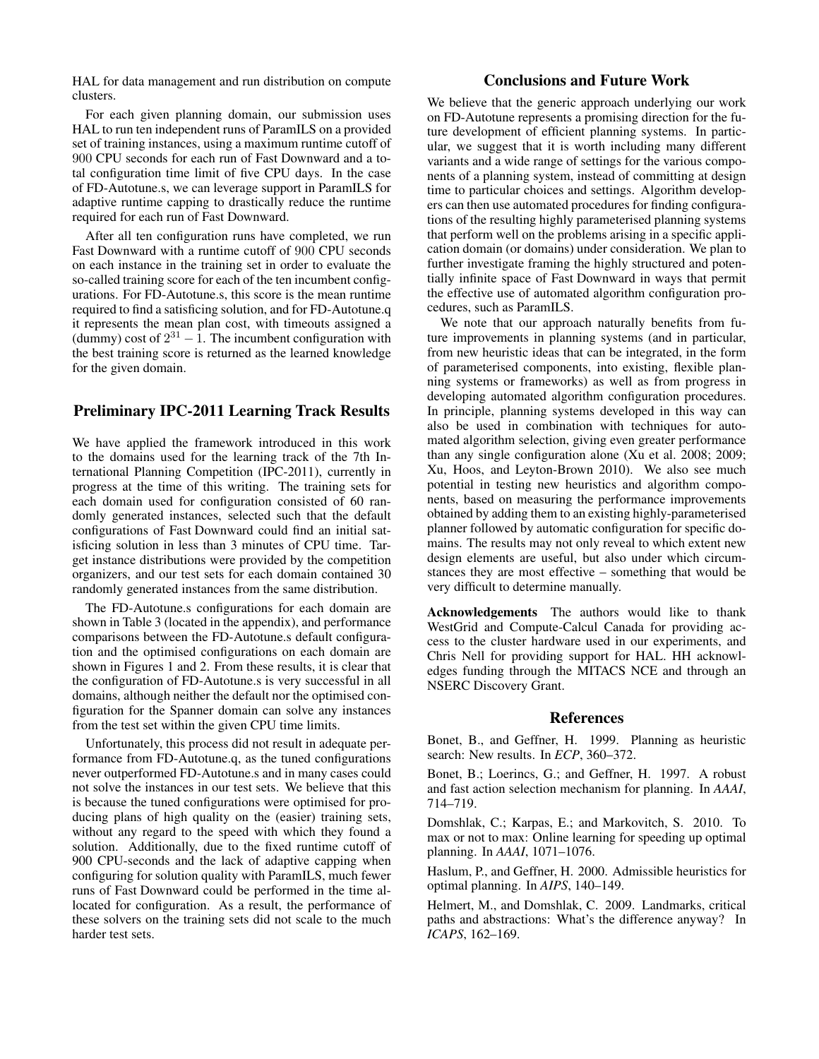HAL for data management and run distribution on compute clusters.

For each given planning domain, our submission uses HAL to run ten independent runs of ParamILS on a provided set of training instances, using a maximum runtime cutoff of 900 CPU seconds for each run of Fast Downward and a total configuration time limit of five CPU days. In the case of FD-Autotune.s, we can leverage support in ParamILS for adaptive runtime capping to drastically reduce the runtime required for each run of Fast Downward.

After all ten configuration runs have completed, we run Fast Downward with a runtime cutoff of 900 CPU seconds on each instance in the training set in order to evaluate the so-called training score for each of the ten incumbent configurations. For FD-Autotune.s, this score is the mean runtime required to find a satisficing solution, and for FD-Autotune.q it represents the mean plan cost, with timeouts assigned a (dummy) cost of $2^{31} - 1$. The incumbent configuration with the best training score is returned as the learned knowledge for the given domain.

## Preliminary IPC-2011 Learning Track Results

We have applied the framework introduced in this work to the domains used for the learning track of the 7th International Planning Competition (IPC-2011), currently in progress at the time of this writing. The training sets for each domain used for configuration consisted of 60 randomly generated instances, selected such that the default configurations of Fast Downward could find an initial satisficing solution in less than 3 minutes of CPU time. Target instance distributions were provided by the competition organizers, and our test sets for each domain contained 30 randomly generated instances from the same distribution.

The FD-Autotune.s configurations for each domain are shown in Table 3 (located in the appendix), and performance comparisons between the FD-Autotune.s default configuration and the optimised configurations on each domain are shown in Figures 1 and 2. From these results, it is clear that the configuration of FD-Autotune.s is very successful in all domains, although neither the default nor the optimised configuration for the Spanner domain can solve any instances from the test set within the given CPU time limits.

Unfortunately, this process did not result in adequate performance from FD-Autotune.q, as the tuned configurations never outperformed FD-Autotune.s and in many cases could not solve the instances in our test sets. We believe that this is because the tuned configurations were optimised for producing plans of high quality on the (easier) training sets, without any regard to the speed with which they found a solution. Additionally, due to the fixed runtime cutoff of 900 CPU-seconds and the lack of adaptive capping when configuring for solution quality with ParamILS, much fewer runs of Fast Downward could be performed in the time allocated for configuration. As a result, the performance of these solvers on the training sets did not scale to the much harder test sets.

## Conclusions and Future Work

We believe that the generic approach underlying our work on FD-Autotune represents a promising direction for the future development of efficient planning systems. In particular, we suggest that it is worth including many different variants and a wide range of settings for the various components of a planning system, instead of committing at design time to particular choices and settings. Algorithm developers can then use automated procedures for finding configurations of the resulting highly parameterised planning systems that perform well on the problems arising in a specific application domain (or domains) under consideration. We plan to further investigate framing the highly structured and potentially infinite space of Fast Downward in ways that permit the effective use of automated algorithm configuration procedures, such as ParamILS.

We note that our approach naturally benefits from future improvements in planning systems (and in particular, from new heuristic ideas that can be integrated, in the form of parameterised components, into existing, flexible planning systems or frameworks) as well as from progress in developing automated algorithm configuration procedures. In principle, planning systems developed in this way can also be used in combination with techniques for automated algorithm selection, giving even greater performance than any single configuration alone (Xu et al. 2008; 2009; Xu, Hoos, and Leyton-Brown 2010). We also see much potential in testing new heuristics and algorithm components, based on measuring the performance improvements obtained by adding them to an existing highly-parameterised planner followed by automatic configuration for specific domains. The results may not only reveal to which extent new design elements are useful, but also under which circumstances they are most effective – something that would be very difficult to determine manually.

**Acknowledgements** The authors would like to thank WestGrid and Compute-Calcul Canada for providing access to the cluster hardware used in our experiments, and Chris Nell for providing support for HAL. HH acknowledges funding through the MITACS NCE and through an NSERC Discovery Grant.

## References

Bonet, B., and Geffner, H. 1999. Planning as heuristic search: New results. In *ECP*, 360–372.

Bonet, B.; Loerincs, G.; and Geffner, H. 1997. A robust and fast action selection mechanism for planning. In *AAAI*, 714–719.

Domshlak, C.; Karpas, E.; and Markovitch, S. 2010. To max or not to max: Online learning for speeding up optimal planning. In *AAAI*, 1071–1076.

Haslum, P., and Geffner, H. 2000. Admissible heuristics for optimal planning. In *AIPS*, 140–149.

Helmert, M., and Domshlak, C. 2009. Landmarks, critical paths and abstractions: What's the difference anyway? In *ICAPS*, 162–169.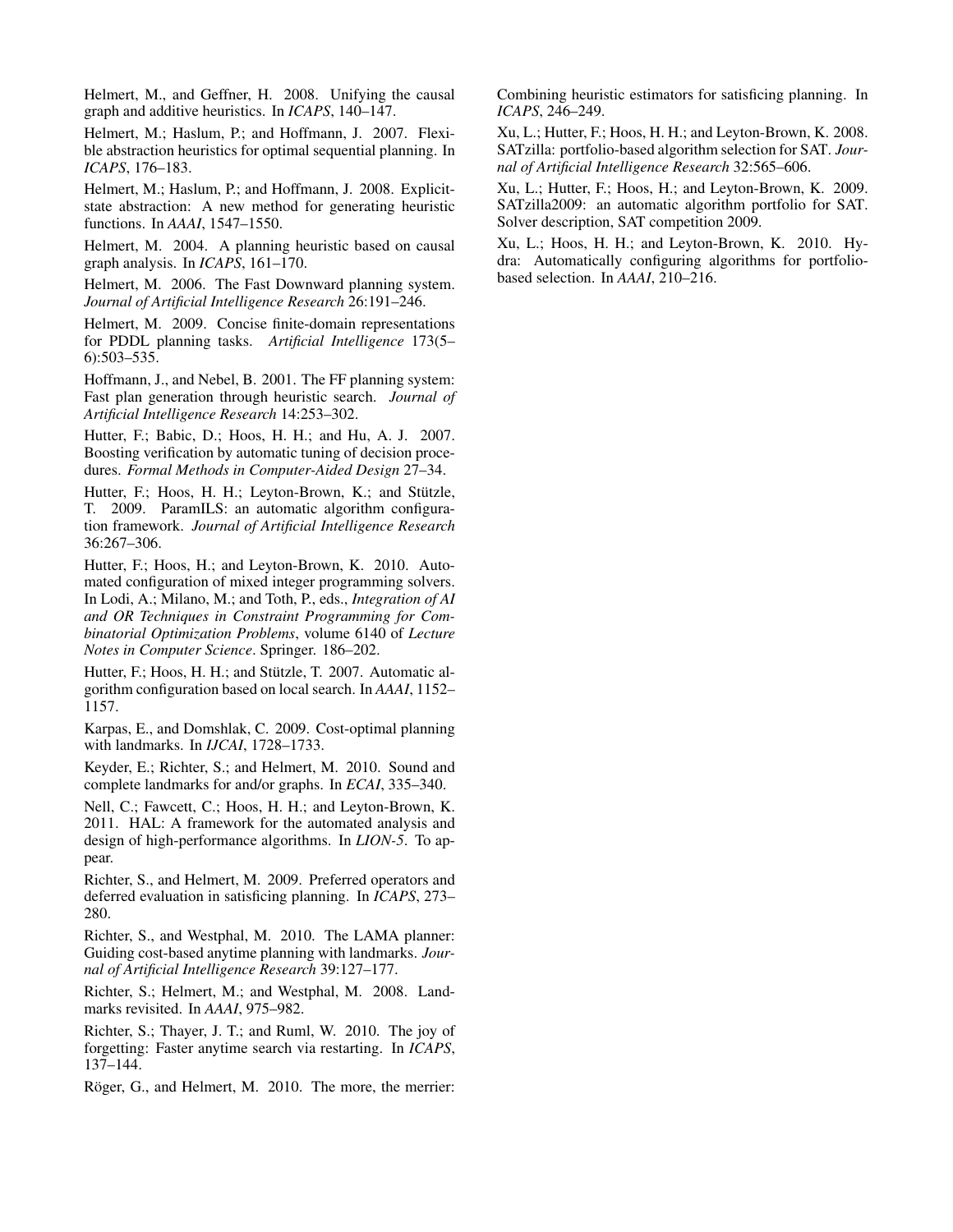Helmert, M., and Geffner, H. 2008. Unifying the causal graph and additive heuristics. In *ICAPS*, 140–147.

Helmert, M.; Haslum, P.; and Hoffmann, J. 2007. Flexible abstraction heuristics for optimal sequential planning. In *ICAPS*, 176–183.

Helmert, M.; Haslum, P.; and Hoffmann, J. 2008. Explicit-state abstraction: A new method for generating heuristic functions. In *AAAI*, 1547–1550.

Helmert, M. 2004. A planning heuristic based on causal graph analysis. In *ICAPS*, 161–170.

Helmert, M. 2006. The Fast Downward planning system. *Journal of Artificial Intelligence Research* 26:191–246.

Helmert, M. 2009. Concise finite-domain representations for PDDL planning tasks. *Artificial Intelligence* 173(5–6):503–535.

Hoffmann, J., and Nebel, B. 2001. The FF planning system: Fast plan generation through heuristic search. *Journal of Artificial Intelligence Research* 14:253–302.

Hutter, F.; Babic, D.; Hoos, H. H.; and Hu, A. J. 2007. Boosting verification by automatic tuning of decision procedures. *Formal Methods in Computer-Aided Design* 27–34.

Hutter, F.; Hoos, H. H.; Leyton-Brown, K.; and Stützle, T. 2009. ParamILS: an automatic algorithm configuration framework. *Journal of Artificial Intelligence Research* 36:267–306.

Hutter, F.; Hoos, H.; and Leyton-Brown, K. 2010. Automated configuration of mixed integer programming solvers. In Lodi, A.; Milano, M.; and Toth, P., eds., *Integration of AI and OR Techniques in Constraint Programming for Combinatorial Optimization Problems*, volume 6140 of *Lecture Notes in Computer Science*. Springer. 186–202.

Hutter, F.; Hoos, H. H.; and Stützle, T. 2007. Automatic algorithm configuration based on local search. In *AAAI*, 1152–1157.

Karpas, E., and Domshlak, C. 2009. Cost-optimal planning with landmarks. In *IJCAI*, 1728–1733.

Keyder, E.; Richter, S.; and Helmert, M. 2010. Sound and complete landmarks for and/or graphs. In *ECAI*, 335–340.

Nell, C.; Fawcett, C.; Hoos, H. H.; and Leyton-Brown, K. 2011. HAL: A framework for the automated analysis and design of high-performance algorithms. In *LION-5*. To appear.

Richter, S., and Helmert, M. 2009. Preferred operators and deferred evaluation in satisficing planning. In *ICAPS*, 273–280.

Richter, S., and Westphal, M. 2010. The LAMA planner: Guiding cost-based anytime planning with landmarks. *Journal of Artificial Intelligence Research* 39:127–177.

Richter, S.; Helmert, M.; and Westphal, M. 2008. Landmarks revisited. In *AAAI*, 975–982.

Richter, S.; Thayer, J. T.; and Ruml, W. 2010. The joy of forgetting: Faster anytime search via restarting. In *ICAPS*, 137–144.

Röger, G., and Helmert, M. 2010. The more, the merrier: Combining heuristic estimators for satisficing planning. In *ICAPS*, 246–249.

Xu, L.; Hutter, F.; Hoos, H. H.; and Leyton-Brown, K. 2008. SATzilla: portfolio-based algorithm selection for SAT. *Journal of Artificial Intelligence Research* 32:565–606.

Xu, L.; Hutter, F.; Hoos, H.; and Leyton-Brown, K. 2009. SATzilla2009: an automatic algorithm portfolio for SAT. Solver description, SAT competition 2009.

Xu, L.; Hoos, H. H.; and Leyton-Brown, K. 2010. Hydra: Automatically configuring algorithms for portfolio-based selection. In *AAAI*, 210–216.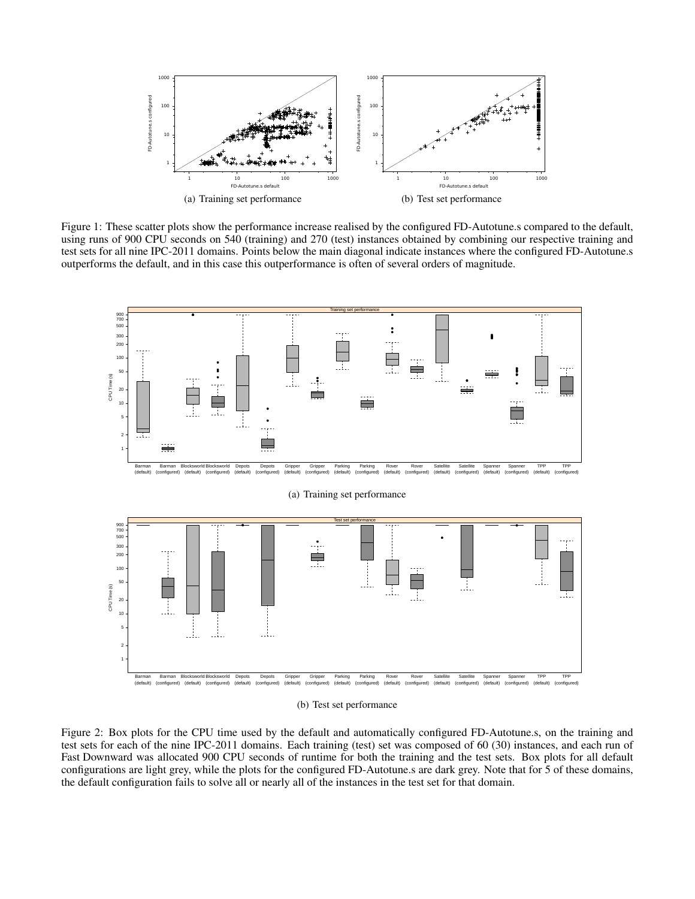(a) Training set performance

(b) Test set performance

Figure 1: These scatter plots show the performance increase realised by the configured FD-Autotune.s compared to the default, using runs of 900 CPU seconds on 540 (training) and 270 (test) instances obtained by combining our respective training and test sets for all nine IPC-2011 domains. Points below the main diagonal indicate instances where the configured FD-Autotune.s outperforms the default, and in this case this outperformance is often of several orders of magnitude.

(a) Training set performance

(b) Test set performance

Figure 2: Box plots for the CPU time used by the default and automatically configured FD-Autotune.s, on the training and test sets for each of the nine IPC-2011 domains. Each training (test) set was composed of 60 (30) instances, and each run of Fast Downward was allocated 900 CPU seconds of runtime for both the training and the test sets. Box plots for all default configurations are light grey, while the plots for the configured FD-Autotune.s are dark grey. Note that for 5 of these domains, the default configuration fails to solve all or nearly all of the instances in the test set for that domain.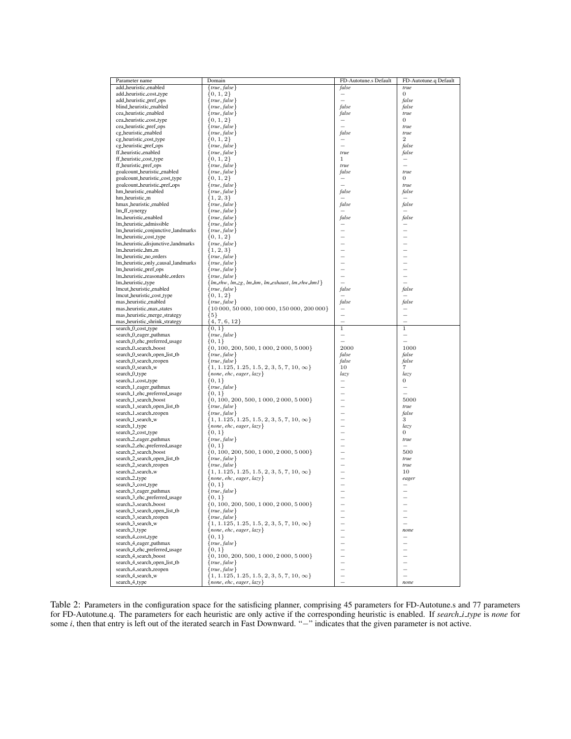| Parameter name | Domain | FD-Autotune.s Default | FD-Autotune.q Default |
|---|---|---|---|
| add_heuristic_enabled | {*true*, *false*} | *false* | *true* |
| add_heuristic_cost_type | $\{0, 1, 2\}$ | − | 0 |
| add_heuristic_pref_ops | {*true*, *false*} | − | *false* |
| blind_heuristic_enabled | {*true*, *false*} | *false* | *false* |
| cea_heuristic_enabled | {*true*, *false*} | *false* | *true* |
| cea_heuristic_cost_type | $\{0, 1, 2\}$ | − | 0 |
| cea_heuristic_pref_ops | {*true*, *false*} | − | *true* |
| cg_heuristic_enabled | {*true*, *false*} | *false* | *true* |
| cg_heuristic_cost_type | $\{0, 1, 2\}$ | − | 2 |
| cg_heuristic_pref_ops | {*true*, *false*} | − | *false* |
| ff_heuristic_enabled | {*true*, *false*} | *true* | *false* |
| ff_heuristic_cost_type | $\{0, 1, 2\}$ | 1 | − |
| ff_heuristic_pref_ops | {*true*, *false*} | *true* | − |
| goalcount_heuristic_enabled | {*true*, *false*} | *false* | *true* |
| goalcount_heuristic_cost_type | $\{0, 1, 2\}$ | − | 0 |
| goalcount_heuristic_pref_ops | {*true*, *false*} | − | *true* |
| hm_heuristic_enabled | {*true*, *false*} | *false* | *false* |
| hm_heuristic_m | $\{1, 2, 3\}$ | − | − |
| hmax_heuristic_enabled | {*true*, *false*} | *false* | *false* |
| lm_ff_synergy | {*true*, *false*} | − | − |
| lm_heuristic_enabled | {*true*, *false*} | *false* | *false* |
| lm_heuristic_admissible | {*true*, *false*} | − | − |
| lm_heuristic_conjunctive_landmarks | {*true*, *false*} | − | − |
| lm_heuristic_cost_type | $\{0, 1, 2\}$ | − | − |
| lm_heuristic_disjunctive_landmarks | {*true*, *false*} | − | − |
| lm_heuristic_hm_m | $\{1, 2, 3\}$ | − | − |
| lm_heuristic_no_orders | {*true*, *false*} | − | − |
| lm_heuristic_only_causal_landmarks | {*true*, *false*} | − | − |
| lm_heuristic_pref_ops | {*true*, *false*} | − | − |
| lm_heuristic_reasonable_orders | {*true*, *false*} | − | − |
| lm_heuristic_type | {*lm_rhw*, *lm_zg*, *lm_hm*, *lm_exhaust*, *lm_rhw_hm1*} | − | − |
| lmcut_heuristic_enabled | {*true*, *false*} | *false* | *false* |
| lmcut_heuristic_cost_type | $\{0, 1, 2\}$ | − | − |
| mas_heuristic_enabled | {*true*, *false*} | *false* | *false* |
| mas_heuristic_max_states | $\{10\,000, 50\,000, 100\,000, 150\,000, 200\,000\}$ | − | − |
| mas_heuristic_merge_strategy | $\{5\}$ | − | − |
| mas_heuristic_shrink_strategy | $\{4, 7, 6, 12\}$ | − | − |
| search_0_cost_type | $\{0, 1\}$ | 1 | 1 |
| search_0_eager_pathmax | {*true*, *false*} | − | − |
| search_0_ehc_preferred_usage | $\{0, 1\}$ | − | − |
| search_0_search_boost | $\{0, 100, 200, 500, 1\,000, 2\,000, 5\,000\}$ | 2000 | 1000 |
| search_0_search_open_list_tb | {*true*, *false*} | *false* | *false* |
| search_0_search_reopen | {*true*, *false*} | *false* | *false* |
| search_0_search_w | $\{1, 1.125, 1.25, 1.5, 2, 3, 5, 7, 10, \infty\}$ | 10 | 7 |
| search_0_type | {*none*, *ehc*, *eager*, *lazy*} | *lazy* | *lazy* |
| search_1_cost_type | $\{0, 1\}$ | − | 0 |
| search_1_eager_pathmax | {*true*, *false*} | − | − |
| search_1_ehc_preferred_usage | $\{0, 1\}$ | − | − |
| search_1_search_boost | $\{0, 100, 200, 500, 1\,000, 2\,000, 5\,000\}$ | − | 5000 |
| search_1_search_open_list_tb | {*true*, *false*} | − | *true* |
| search_1_search_reopen | {*true*, *false*} | − | *false* |
| search_1_search_w | $\{1, 1.125, 1.25, 1.5, 2, 3, 5, 7, 10, \infty\}$ | − | 3 |
| search_1_type | {*none*, *ehc*, *eager*, *lazy*} | − | *lazy* |
| search_2_cost_type | $\{0, 1\}$ | − | 0 |
| search_2_eager_pathmax | {*true*, *false*} | − | *true* |
| search_2_ehc_preferred_usage | $\{0, 1\}$ | − | − |
| search_2_search_boost | $\{0, 100, 200, 500, 1\,000, 2\,000, 5\,000\}$ | − | 500 |
| search_2_search_open_list_tb | {*true*, *false*} | − | *true* |
| search_2_search_reopen | {*true*, *false*} | − | *true* |
| search_2_search_w | $\{1, 1.125, 1.25, 1.5, 2, 3, 5, 7, 10, \infty\}$ | − | 10 |
| search_2_type | {*none*, *ehc*, *eager*, *lazy*} | − | *eager* |
| search_3_cost_type | $\{0, 1\}$ | − | − |
| search_3_eager_pathmax | {*true*, *false*} | − | − |
| search_3_ehc_preferred_usage | $\{0, 1\}$ | − | − |
| search_3_search_boost | $\{0, 100, 200, 500, 1\,000, 2\,000, 5\,000\}$ | − | − |
| search_3_search_open_list_tb | {*true*, *false*} | − | − |
| search_3_search_reopen | {*true*, *false*} | − | − |
| search_3_search_w | $\{1, 1.125, 1.25, 1.5, 2, 3, 5, 7, 10, \infty\}$ | − | − |
| search_3_type | {*none*, *ehc*, *eager*, *lazy*} | − | *none* |
| search_4_cost_type | $\{0, 1\}$ | − | − |
| search_4_eager_pathmax | {*true*, *false*} | − | − |
| search_4_ehc_preferred_usage | $\{0, 1\}$ | − | − |
| search_4_search_boost | $\{0, 100, 200, 500, 1\,000, 2\,000, 5\,000\}$ | − | − |
| search_4_search_open_list_tb | {*true*, *false*} | − | − |
| search_4_search_reopen | {*true*, *false*} | − | − |
| search_4_search_w | $\{1, 1.125, 1.25, 1.5, 2, 3, 5, 7, 10, \infty\}$ | − | − |
| search_4_type | {*none*, *ehc*, *eager*, *lazy*} | − | *none* |

Table 2: Parameters in the configuration space for the satisficing planner, comprising 45 parameters for FD-Autotune.s and 77 parameters for FD-Autotune.q. The parameters for each heuristic are only active if the corresponding heuristic is enabled. If *search_i_type* is *none* for some *i*, then that entry is left out of the iterated search in Fast Downward. "−" indicates that the given parameter is not active.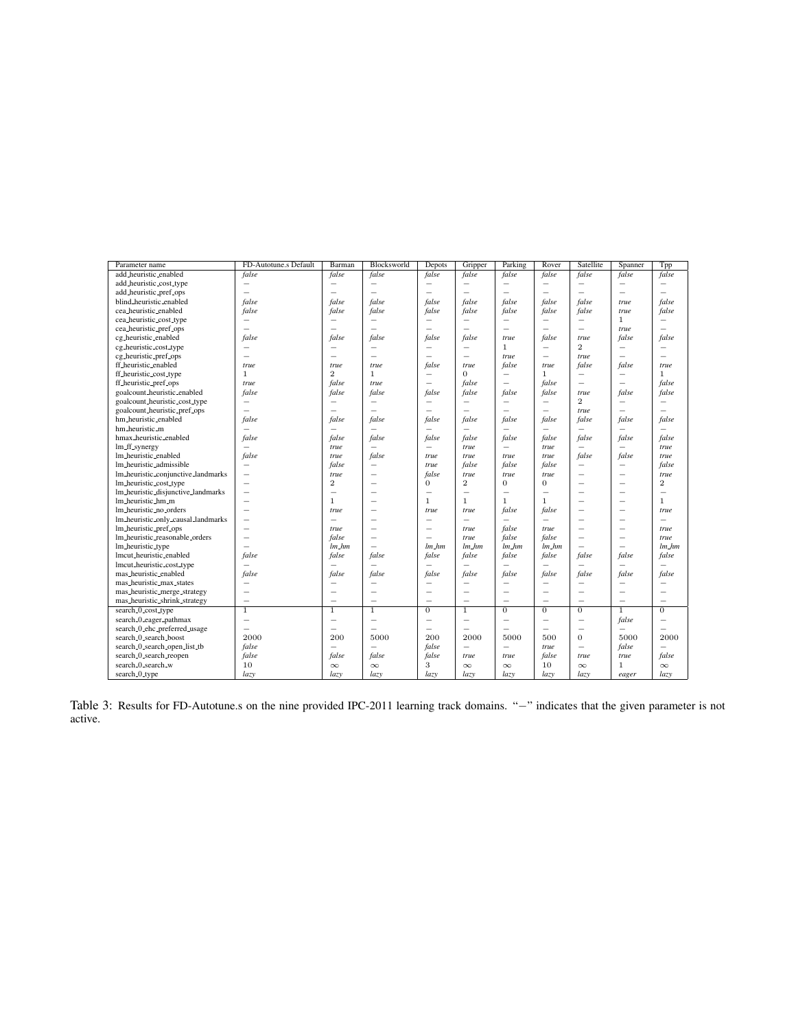| Parameter name | FD-Autotune.s Default | Barman | Blocksworld | Depots | Gripper | Parking | Rover | Satellite | Spanner | Tpp |
|---|---|---|---|---|---|---|---|---|---|---|
| add_heuristic_enabled | *false* | *false* | *false* | *false* | *false* | *false* | *false* | *false* | *false* | *false* |
| add_heuristic_cost_type | − | − | − | − | − | − | − | − | − | − |
| add_heuristic_pref_ops | − | − | − | − | − | − | − | − | − | − |
| blind_heuristic_enabled | *false* | *false* | *false* | *false* | *false* | *false* | *false* | *false* | *true* | *false* |
| cea_heuristic_enabled | *false* | *false* | *false* | *false* | *false* | *false* | *false* | *false* | *true* | *false* |
| cea_heuristic_cost_type | − | − | − | − | − | − | − | − | 1 | − |
| cea_heuristic_pref_ops | − | − | − | − | − | − | − | − | *true* | − |
| cg_heuristic_enabled | *false* | *false* | *false* | *false* | *false* | *true* | *false* | *true* | *false* | *false* |
| cg_heuristic_cost_type | − | − | − | − | − | 1 | − | 2 | − | − |
| cg_heuristic_pref_ops | − | − | − | − | − | *true* | − | *true* | − | − |
| ff_heuristic_enabled | *true* | *true* | *true* | *false* | *true* | *false* | *true* | *false* | *false* | *true* |
| ff_heuristic_cost_type | 1 | 2 | 1 | − | 0 | − | 1 | − | − | 1 |
| ff_heuristic_pref_ops | *true* | *false* | *true* | − | *false* | − | *false* | − | − | *false* |
| goalcount_heuristic_enabled | *false* | *false* | *false* | *false* | *false* | *false* | *false* | *true* | *false* | *false* |
| goalcount_heuristic_cost_type | − | − | − | − | − | − | − | 2 | − | − |
| goalcount_heuristic_pref_ops | − | − | − | − | − | − | − | *true* | − | − |
| hm_heuristic_enabled | *false* | *false* | *false* | *false* | *false* | *false* | *false* | *false* | *false* | *false* |
| hm_heuristic_m | − | − | − | − | − | − | − | − | − | − |
| hmax_heuristic_enabled | *false* | *false* | *false* | *false* | *false* | *false* | *false* | *false* | *false* | *false* |
| lm_ff_synergy | − | *true* | − | − | *true* | − | *true* | − | − | *true* |
| lm_heuristic_enabled | *false* | *true* | *false* | *true* | *true* | *true* | *true* | *false* | *false* | *true* |
| lm_heuristic_admissible | − | *false* | − | *true* | *false* | *false* | *false* | − | − | *false* |
| lm_heuristic_conjunctive_landmarks | − | *true* | − | *false* | *true* | *true* | *true* | − | − | *true* |
| lm_heuristic_cost_type | − | 2 | − | 0 | 2 | 0 | 0 | − | − | 2 |
| lm_heuristic_disjunctive_landmarks | − | − | − | − | − | − | − | − | − | − |
| lm_heuristic_hm_m | − | 1 | − | 1 | 1 | 1 | 1 | − | − | 1 |
| lm_heuristic_no_orders | − | *true* | − | *true* | *true* | *false* | *false* | − | − | *true* |
| lm_heuristic_only_causal_landmarks | − | − | − | − | − | − | − | − | − | − |
| lm_heuristic_pref_ops | − | *true* | − | − | *true* | *false* | *true* | − | − | *true* |
| lm_heuristic_reasonable_orders | − | *false* | − | − | *true* | *false* | *false* | − | − | *true* |
| lm_heuristic_type | − | *lm_hm* | − | *lm_hm* | *lm_hm* | *lm_hm* | *lm_hm* | − | − | *lm_hm* |
| lmcut_heuristic_enabled | *false* | *false* | *false* | *false* | *false* | *false* | *false* | *false* | *false* | *false* |
| lmcut_heuristic_cost_type | − | − | − | − | − | − | − | − | − | − |
| mas_heuristic_enabled | *false* | *false* | *false* | *false* | *false* | *false* | *false* | *false* | *false* | *false* |
| mas_heuristic_max_states | − | − | − | − | − | − | − | − | − | − |
| mas_heuristic_merge_strategy | − | − | − | − | − | − | − | − | − | − |
| mas_heuristic_shrink_strategy | − | − | − | − | − | − | − | − | − | − |
| search_0_cost_type | 1 | 1 | 1 | 0 | 1 | 0 | 0 | 0 | 1 | 0 |
| search_0_eager_pathmax | − | − | − | − | − | − | − | − | *false* | − |
| search_0_ehc_preferred_usage | − | − | − | − | − | − | − | − | − | − |
| search_0_search_boost | 2000 | 200 | 5000 | 200 | 2000 | 5000 | 500 | 0 | 5000 | 2000 |
| search_0_search_open_list_tb | *false* | − | − | *false* | − | − | *true* | − | *false* | − |
| search_0_search_reopen | *false* | *false* | *false* | *false* | *true* | *true* | *false* | *true* | *true* | *false* |
| search_0_search_w | 10 | $\infty$ | $\infty$ | 3 | $\infty$ | $\infty$ | 10 | $\infty$ | 1 | $\infty$ |
| search_0_type | *lazy* | *lazy* | *lazy* | *lazy* | *lazy* | *lazy* | *lazy* | *lazy* | *eager* | *lazy* |

Table 3: Results for FD-Autotune.s on the nine provided IPC-2011 learning track domains. "−" indicates that the given parameter is not active.